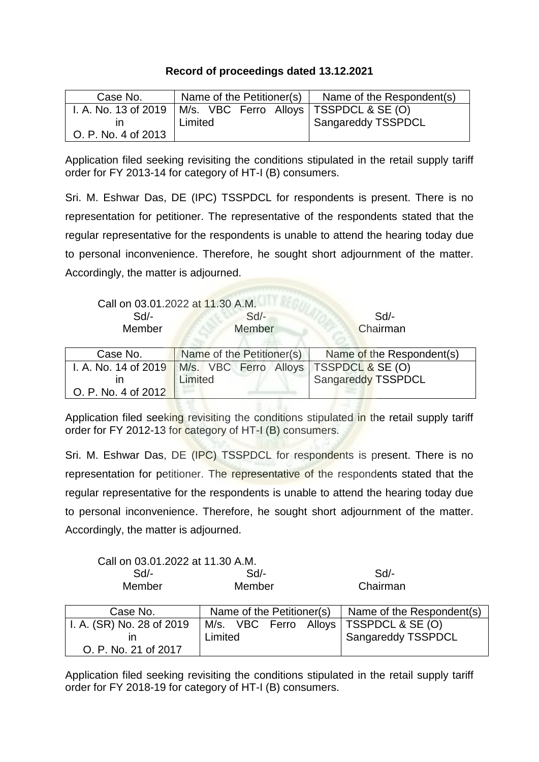**Record of proceedings dated 13.12.2021**

| Case No. | Name of the Petitioner(s) | Name of the Respondent(s) |
|---|---|---|
| I. A. No. 13 of 2019 in O. P. No. 4 of 2013 | M/s. VBC Ferro Alloys Limited | TSSPDCL & SE (O) Sangareddy TSSPDCL |

Application filed seeking revisiting the conditions stipulated in the retail supply tariff order for FY 2013-14 for category of HT-I (B) consumers.

Sri. M. Eshwar Das, DE (IPC) TSSPDCL for respondents is present. There is no representation for petitioner. The representative of the respondents stated that the regular representative for the respondents is unable to attend the hearing today due to personal inconvenience. Therefore, he sought short adjournment of the matter. Accordingly, the matter is adjourned.

Call on 03.01.2022 at 11.30 A.M.

| Sd/- | Sd/- | Sd/- |
|---|---|---|
| Member | Member | Chairman |

| Case No. | Name of the Petitioner(s) | Name of the Respondent(s) |
|---|---|---|
| I. A. No. 14 of 2019 in O. P. No. 4 of 2012 | M/s. VBC Ferro Alloys Limited | TSSPDCL & SE (O) Sangareddy TSSPDCL |

Application filed seeking revisiting the conditions stipulated in the retail supply tariff order for FY 2012-13 for category of HT-I (B) consumers.

Sri. M. Eshwar Das, DE (IPC) TSSPDCL for respondents is present. There is no representation for petitioner. The representative of the respondents stated that the regular representative for the respondents is unable to attend the hearing today due to personal inconvenience. Therefore, he sought short adjournment of the matter. Accordingly, the matter is adjourned.

Call on 03.01.2022 at 11.30 A.M.

| Sd/- | Sd/- | Sd/- |
|---|---|---|
| Member | Member | Chairman |

| Case No. | Name of the Petitioner(s) | Name of the Respondent(s) |
|---|---|---|
| I. A. (SR) No. 28 of 2019 in O. P. No. 21 of 2017 | M/s. VBC Ferro Alloys Limited | TSSPDCL & SE (O) Sangareddy TSSPDCL |

Application filed seeking revisiting the conditions stipulated in the retail supply tariff order for FY 2018-19 for category of HT-I (B) consumers.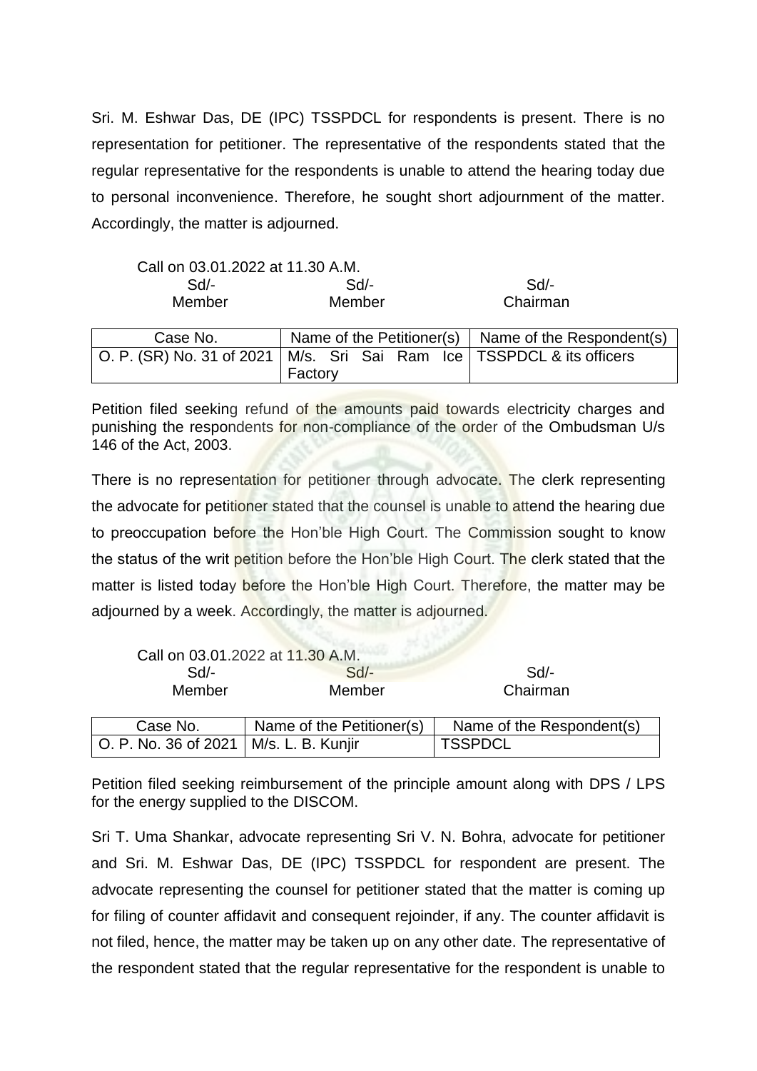Sri. M. Eshwar Das, DE (IPC) TSSPDCL for respondents is present. There is no representation for petitioner. The representative of the respondents stated that the regular representative for the respondents is unable to attend the hearing today due to personal inconvenience. Therefore, he sought short adjournment of the matter. Accordingly, the matter is adjourned.

Call on 03.01.2022 at 11.30 A.M.

| Sd/- | Sd/- | Sd/- |
|---|---|---|
| Member | Member | Chairman |

| Case No. | Name of the Petitioner(s) | Name of the Respondent(s) |
|---|---|---|
| O. P. (SR) No. 31 of 2021 | M/s. Sri Sai Ram Ice Factory | TSSPDCL & its officers |

Petition filed seeking refund of the amounts paid towards electricity charges and punishing the respondents for non-compliance of the order of the Ombudsman U/s 146 of the Act, 2003.

There is no representation for petitioner through advocate. The clerk representing the advocate for petitioner stated that the counsel is unable to attend the hearing due to preoccupation before the Hon'ble High Court. The Commission sought to know the status of the writ petition before the Hon'ble High Court. The clerk stated that the matter is listed today before the Hon'ble High Court. Therefore, the matter may be adjourned by a week. Accordingly, the matter is adjourned.

Call on 03.01.2022 at 11.30 A.M.

| Sd/- | Sd/- | Sd/- |
|---|---|---|
| Member | Member | Chairman |

| Case No. | Name of the Petitioner(s) | Name of the Respondent(s) |
|---|---|---|
| O. P. No. 36 of 2021 | M/s. L. B. Kunjir | TSSPDCL |

Petition filed seeking reimbursement of the principle amount along with DPS / LPS for the energy supplied to the DISCOM.

Sri T. Uma Shankar, advocate representing Sri V. N. Bohra, advocate for petitioner and Sri. M. Eshwar Das, DE (IPC) TSSPDCL for respondent are present. The advocate representing the counsel for petitioner stated that the matter is coming up for filing of counter affidavit and consequent rejoinder, if any. The counter affidavit is not filed, hence, the matter may be taken up on any other date. The representative of the respondent stated that the regular representative for the respondent is unable to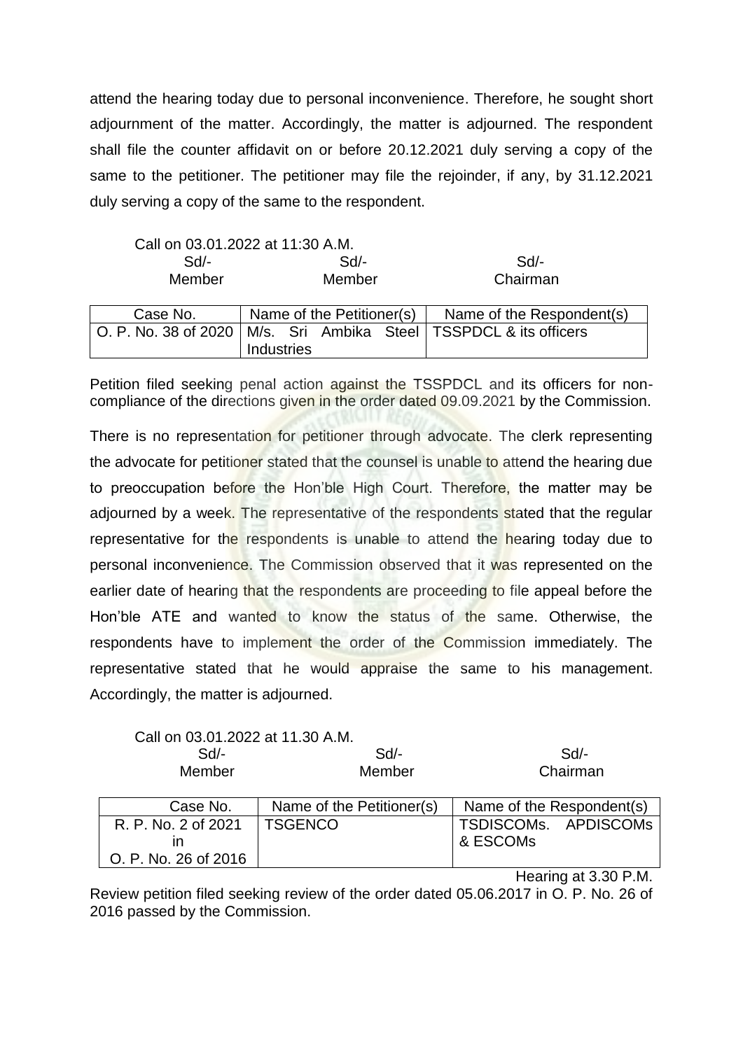attend the hearing today due to personal inconvenience. Therefore, he sought short adjournment of the matter. Accordingly, the matter is adjourned. The respondent shall file the counter affidavit on or before 20.12.2021 duly serving a copy of the same to the petitioner. The petitioner may file the rejoinder, if any, by 31.12.2021 duly serving a copy of the same to the respondent.

Call on 03.01.2022 at 11:30 A.M.

| Sd/- | Sd/- | Sd/- |
|---|---|---|
| Member | Member | Chairman |

| Case No. | Name of the Petitioner(s) | Name of the Respondent(s) |
|---|---|---|
| O. P. No. 38 of 2020 | M/s. Sri Ambika Steel Industries | TSSPDCL & its officers |

Petition filed seeking penal action against the TSSPDCL and its officers for non-compliance of the directions given in the order dated 09.09.2021 by the Commission.

There is no representation for petitioner through advocate. The clerk representing the advocate for petitioner stated that the counsel is unable to attend the hearing due to preoccupation before the Hon'ble High Court. Therefore, the matter may be adjourned by a week. The representative of the respondents stated that the regular representative for the respondents is unable to attend the hearing today due to personal inconvenience. The Commission observed that it was represented on the earlier date of hearing that the respondents are proceeding to file appeal before the Hon'ble ATE and wanted to know the status of the same. Otherwise, the respondents have to implement the order of the Commission immediately. The representative stated that he would appraise the same to his management. Accordingly, the matter is adjourned.

Call on 03.01.2022 at 11.30 A.M.

| Sd/- | Sd/- | Sd/- |
|---|---|---|
| Member | Member | Chairman |

| Case No. | Name of the Petitioner(s) | Name of the Respondent(s) |
|---|---|---|
| R. P. No. 2 of 2021 in O. P. No. 26 of 2016 | TSGENCO | TSDISCOMs. APDISCOMs & ESCOMs |

Hearing at 3.30 P.M.

Review petition filed seeking review of the order dated 05.06.2017 in O. P. No. 26 of 2016 passed by the Commission.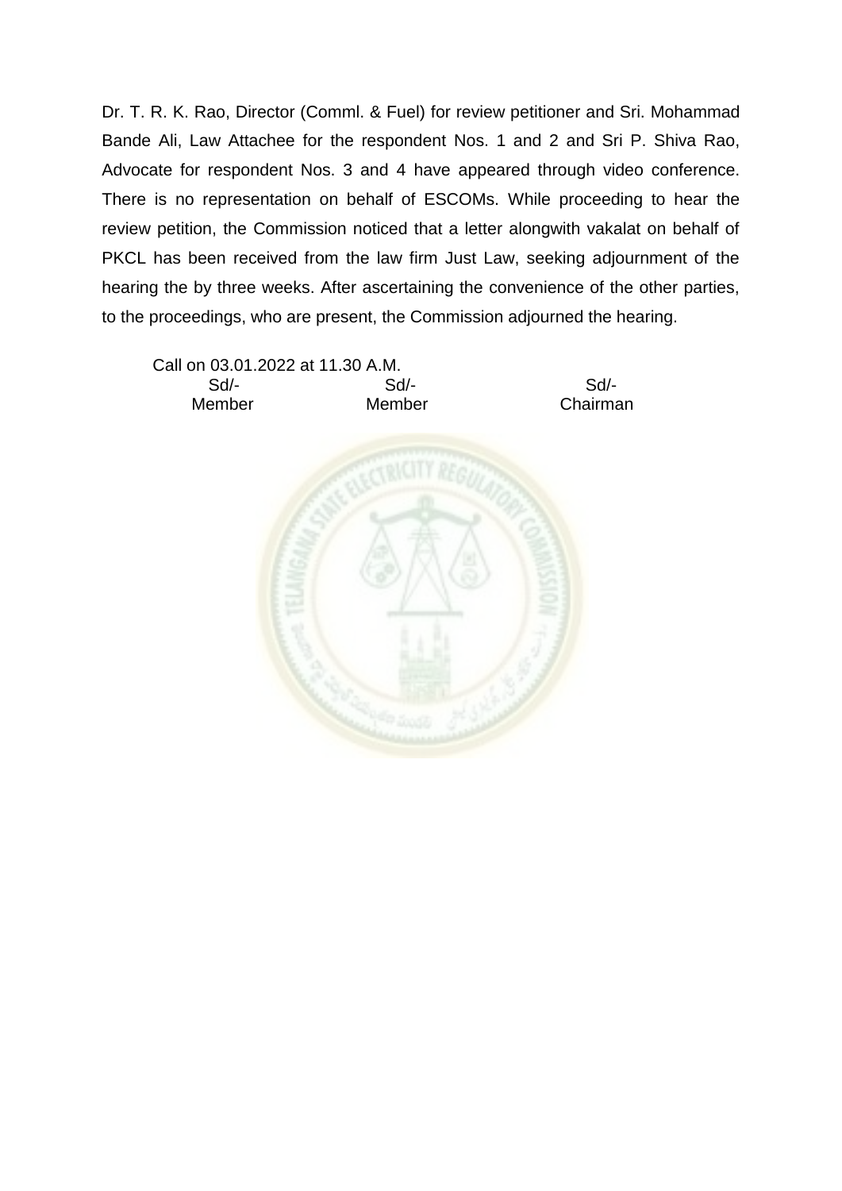Dr. T. R. K. Rao, Director (Comml. & Fuel) for review petitioner and Sri. Mohammad Bande Ali, Law Attachee for the respondent Nos. 1 and 2 and Sri P. Shiva Rao, Advocate for respondent Nos. 3 and 4 have appeared through video conference. There is no representation on behalf of ESCOMs. While proceeding to hear the review petition, the Commission noticed that a letter alongwith vakalat on behalf of PKCL has been received from the law firm Just Law, seeking adjournment of the hearing the by three weeks. After ascertaining the convenience of the other parties, to the proceedings, who are present, the Commission adjourned the hearing.

Call on 03.01.2022 at 11.30 A.M.

| | | |
|---|---|---|
| Sd/- | Sd/- | Sd/- |
| Member | Member | Chairman |